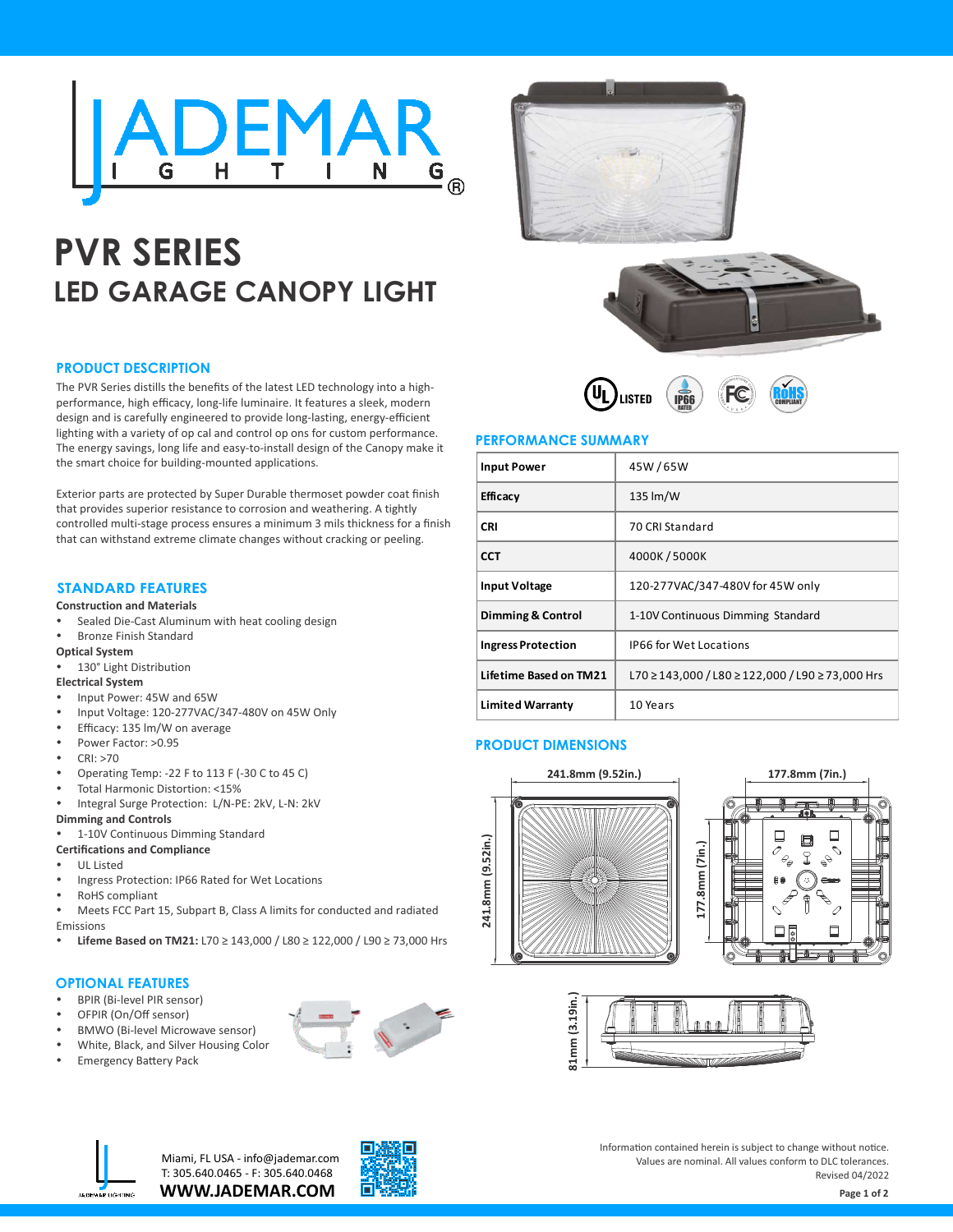# PVR SERIES

## LED GARAGE CANOPY LIGHT

### PRODUCT DESCRIPTION

The PVR Series distills the benefits of the latest LED technology into a high-performance, high efficacy, long-life luminaire. It features a sleek, modern design and is carefully engineered to provide long-lasting, energy-efficient lighting with a variety of op cal and control op ons for custom performance. The energy savings, long life and easy-to-install design of the Canopy make it the smart choice for building-mounted applications.

Exterior parts are protected by Super Durable thermoset powder coat finish that provides superior resistance to corrosion and weathering. A tightly controlled multi-stage process ensures a minimum 3 mils thickness for a finish that can withstand extreme climate changes without cracking or peeling.

### STANDARD FEATURES

**Construction and Materials**

- Sealed Die-Cast Aluminum with heat cooling design
- Bronze Finish Standard

**Optical System**

- 130° Light Distribution

**Electrical System**

- Input Power: 45W and 65W
- Input Voltage: 120-277VAC/347-480V on 45W Only
- Efficacy: 135 lm/W on average
- Power Factor: >0.95
- CRI: >70
- Operating Temp: -22 F to 113 F (-30 C to 45 C)
- Total Harmonic Distortion: <15%
- Integral Surge Protection: L/N-PE: 2kV, L-N: 2kV

**Dimming and Controls**

- 1-10V Continuous Dimming Standard

**Certifications and Compliance**

- UL Listed
- Ingress Protection: IP66 Rated for Wet Locations
- RoHS compliant
- Meets FCC Part 15, Subpart B, Class A limits for conducted and radiated Emissions
- **Lifeme Based on TM21:** L70 ≥ 143,000 / L80 ≥ 122,000 / L90 ≥ 73,000 Hrs

### OPTIONAL FEATURES

- BPIR (Bi-level PIR sensor)
- OFPIR (On/Off sensor)
- BMWO (Bi-level Microwave sensor)
- White, Black, and Silver Housing Color
- Emergency Battery Pack

UL LISTED · IP66 RATED · FCC · RoHS COMPLIANT

### PERFORMANCE SUMMARY

| | |
|---|---|
| **Input Power** | 45W / 65W |
| **Efficacy** | 135 lm/W |
| **CRI** | 70 CRI Standard |
| **CCT** | 4000K / 5000K |
| **Input Voltage** | 120-277VAC/347-480V for 45W only |
| **Dimming & Control** | 1-10V Continuous Dimming Standard |
| **Ingress Protection** | IP66 for Wet Locations |
| **Lifetime Based on TM21** | L70 ≥ 143,000 / L80 ≥ 122,000 / L90 ≥ 73,000 Hrs |
| **Limited Warranty** | 10 Years |

### PRODUCT DIMENSIONS

241.8mm (9.52in.)

241.8mm (9.52in.)

177.8mm (7in.)

177.8mm (7in.)

81mm (3.19in.)

Miami, FL USA - info@jademar.com
T: 305.640.0465 - F: 305.640.0468
**WWW.JADEMAR.COM**

Information contained herein is subject to change without notice.
Values are nominal. All values conform to DLC tolerances.
Revised 04/2022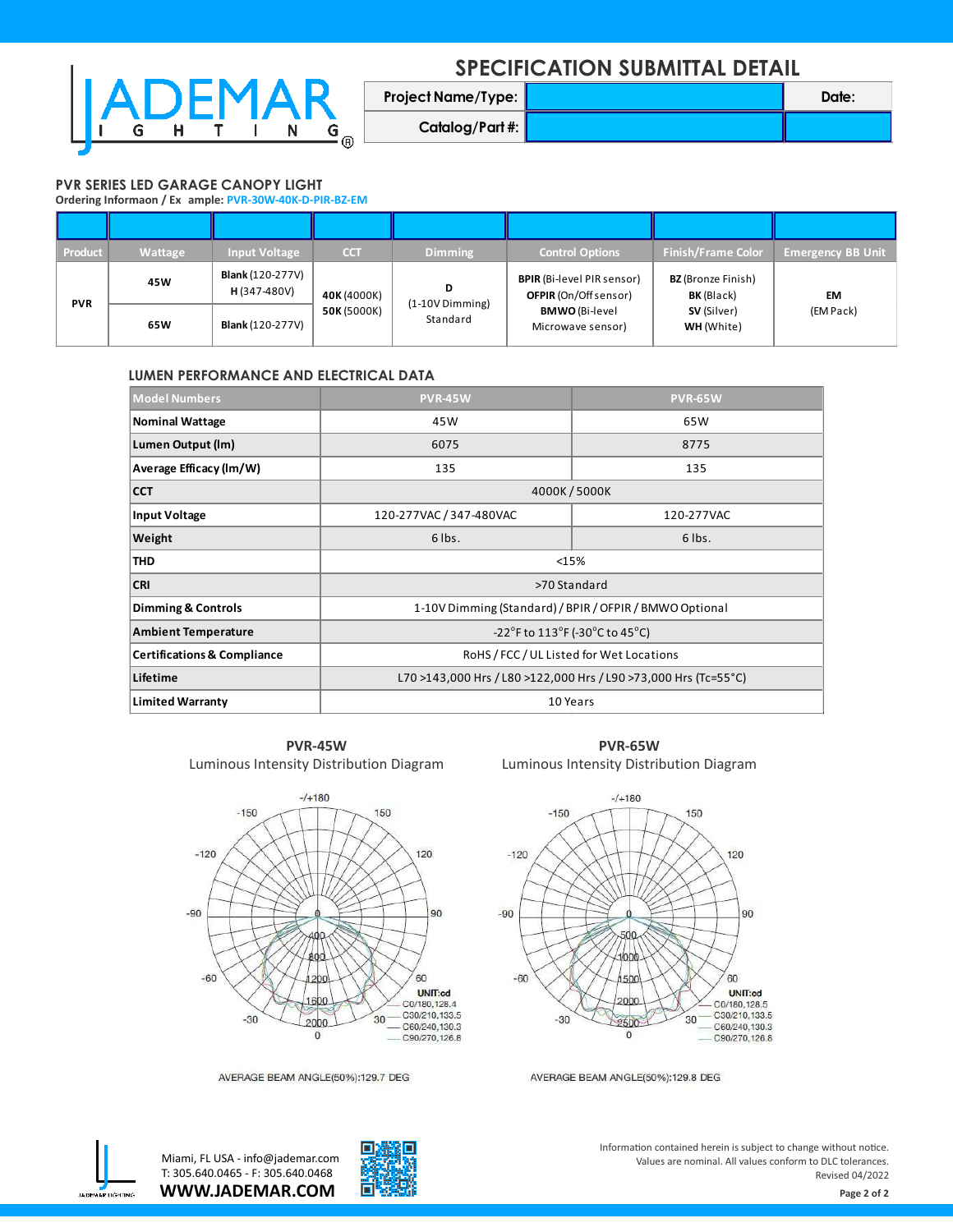# SPECIFICATION SUBMITTAL DETAIL

| Project Name/Type: | | Date: |
|---|---|---|
| Catalog/Part #: | | |

## PVR SERIES LED GARAGE CANOPY LIGHT

**Ordering Informaon / Ex ample: PVR-30W-40K-D-PIR-BZ-EM**

| Product | Wattage | Input Voltage | CCT | Dimming | Control Options | Finish/Frame Color | Emergency BB Unit |
|---|---|---|---|---|---|---|---|
| PVR | 45W | **Blank** (120-277V) **H** (347-480V) | **40K** (4000K) **50K** (5000K) | **D** (1-10V Dimming) Standard | **BPIR** (Bi-level PIR sensor) **OFPIR** (On/Off sensor) **BMWO** (Bi-level Microwave sensor) | **BZ** (Bronze Finish) **BK** (Black) **SV** (Silver) **WH** (White) | **EM** (EM Pack) |
| | 65W | **Blank** (120-277V) | | | | | |

## LUMEN PERFORMANCE AND ELECTRICAL DATA

| Model Numbers | PVR-45W | PVR-65W |
|---|---|---|
| **Nominal Wattage** | 45W | 65W |
| **Lumen Output (lm)** | 6075 | 8775 |
| **Average Efficacy (lm/W)** | 135 | 135 |
| **CCT** | 4000K / 5000K | |
| **Input Voltage** | 120-277VAC / 347-480VAC | 120-277VAC |
| **Weight** | 6 lbs. | 6 lbs. |
| **THD** | <15% | |
| **CRI** | >70 Standard | |
| **Dimming & Controls** | 1-10V Dimming (Standard) / BPIR / OFPIR / BMWO Optional | |
| **Ambient Temperature** | -22°F to 113°F (-30°C to 45°C) | |
| **Certifications & Compliance** | RoHS / FCC / UL Listed for Wet Locations | |
| **Lifetime** | L70 >143,000 Hrs / L80 >122,000 Hrs / L90 >73,000 Hrs (Tc=55°C) | |
| **Limited Warranty** | 10 Years | |

**PVR-45W**
Luminous Intensity Distribution Diagram

-/+180
-150
150
-120
120
-90
90
-60
60
-30
30
0
400
800
1200
1600
2000
UNIT:cd
C0/180,128.4
C30/210,133.5
C60/240,130.3
C90/270,126.8

AVERAGE BEAM ANGLE(50%):129.7 DEG

**PVR-65W**
Luminous Intensity Distribution Diagram

-/+180
-150
150
-120
120
-90
90
-60
60
-30
30
0
500
1000
1500
2000
2500
UNIT:cd
C0/180,128.5
C30/210,133.5
C60/240,130.3
C90/270,126.8

AVERAGE BEAM ANGLE(50%):129.8 DEG

Miami, FL USA - info@jademar.com
T: 305.640.0465 - F: 305.640.0468
**WWW.JADEMAR.COM**

Information contained herein is subject to change without notice.
Values are nominal. All values conform to DLC tolerances.
Revised 04/2022